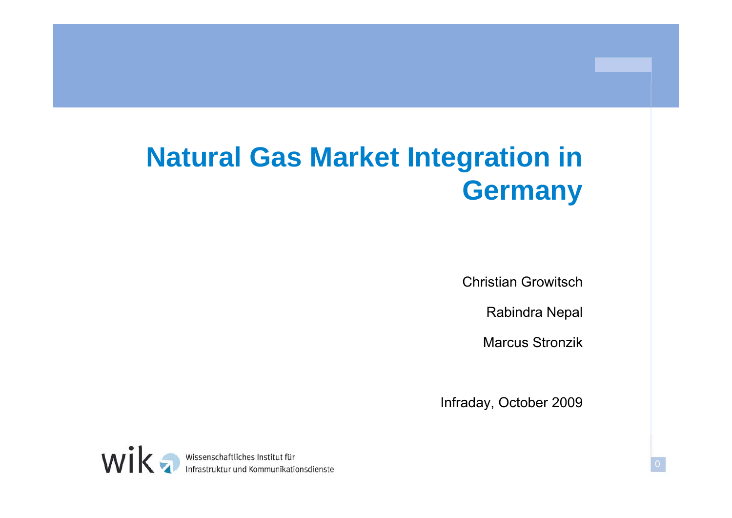# Natural Gas Market Integration in Germany

Christian Growitsch

Rabindra Nepal

Marcus Stronzik

Infraday, October 2009

wik Wissenschaftliches Institut für Infrastruktur und Kommunikationsdienste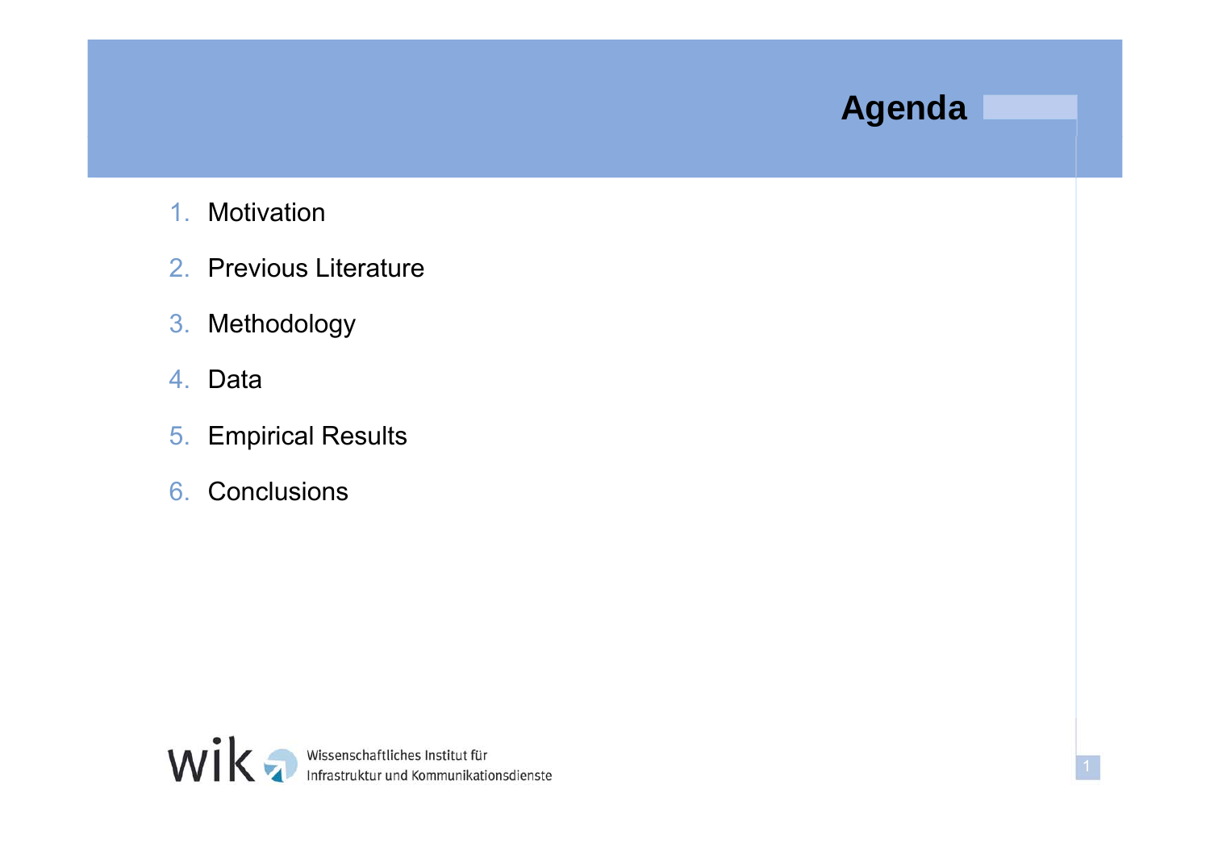# Agenda

1. Motivation
2. Previous Literature
3. Methodology
4. Data
5. Empirical Results
6. Conclusions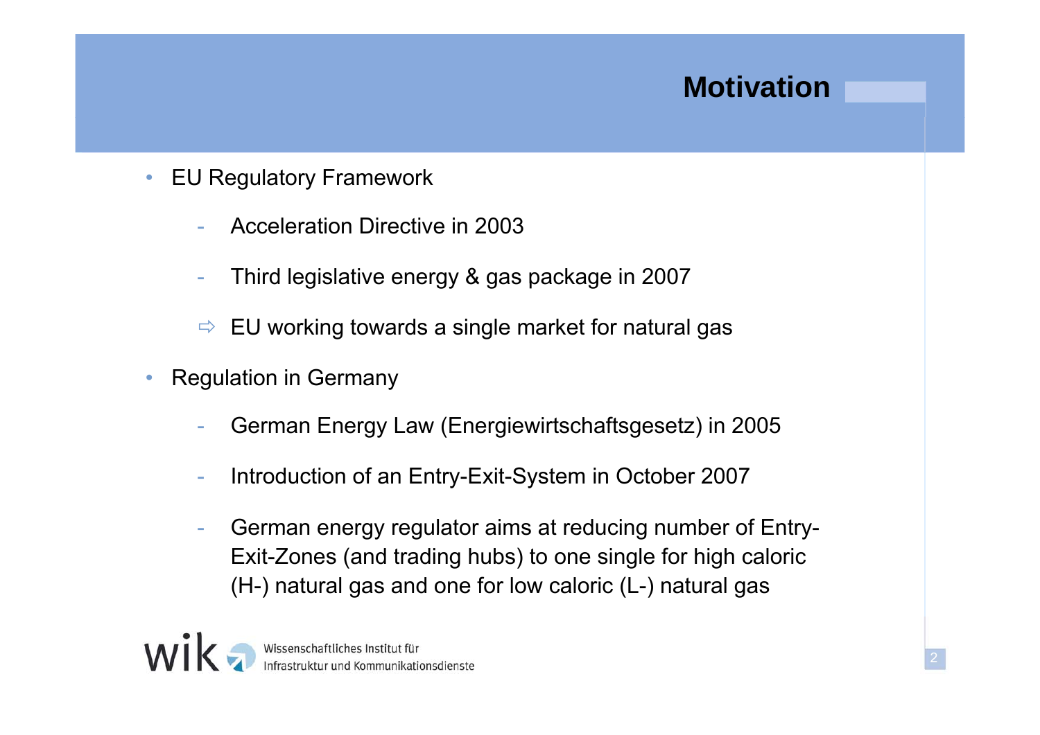# Motivation

- EU Regulatory Framework
  - Acceleration Directive in 2003
  - Third legislative energy & gas package in 2007
  - ⇨ EU working towards a single market for natural gas
- Regulation in Germany
  - German Energy Law (Energiewirtschaftsgesetz) in 2005
  - Introduction of an Entry-Exit-System in October 2007
  - German energy regulator aims at reducing number of Entry-Exit-Zones (and trading hubs) to one single for high caloric (H-) natural gas and one for low caloric (L-) natural gas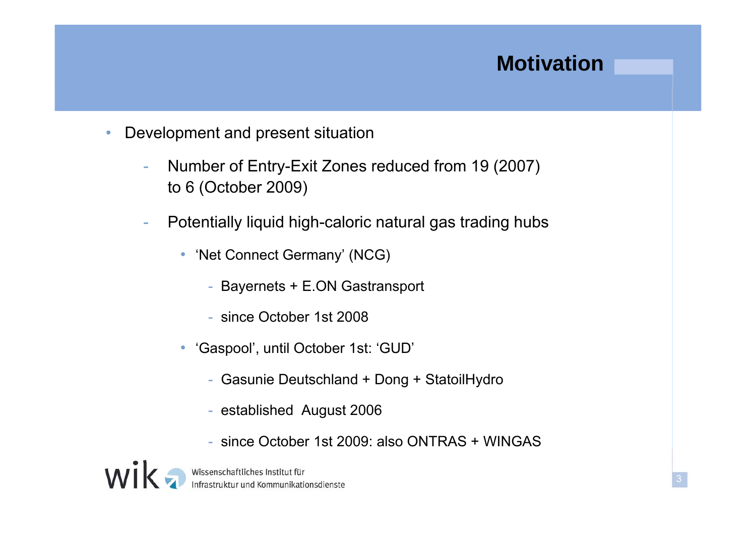# Motivation

- Development and present situation
  - Number of Entry-Exit Zones reduced from 19 (2007) to 6 (October 2009)
  - Potentially liquid high-caloric natural gas trading hubs
    - ‘Net Connect Germany’ (NCG)
      - Bayernets + E.ON Gastransport
      - since October 1st 2008
    - ‘Gaspool’, until October 1st: ‘GUD’
      - Gasunie Deutschland + Dong + StatoilHydro
      - established August 2006
      - since October 1st 2009: also ONTRAS + WINGAS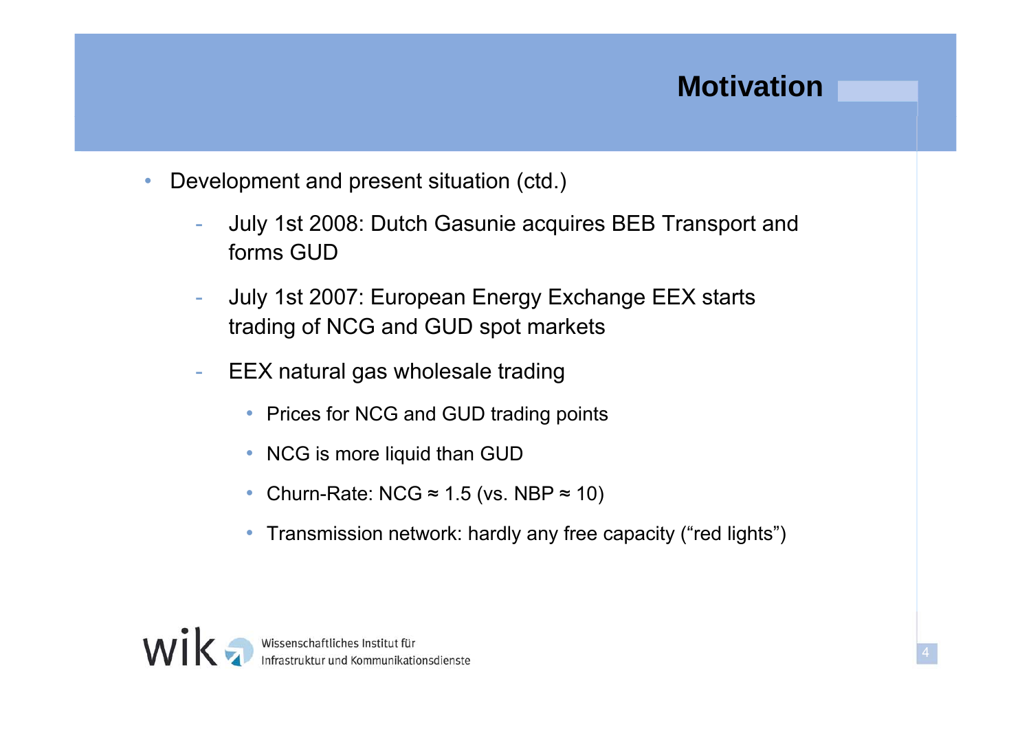# Motivation

- Development and present situation (ctd.)
  - July 1st 2008: Dutch Gasunie acquires BEB Transport and forms GUD
  - July 1st 2007: European Energy Exchange EEX starts trading of NCG and GUD spot markets
  - EEX natural gas wholesale trading
    - Prices for NCG and GUD trading points
    - NCG is more liquid than GUD
    - Churn-Rate: NCG ≈ 1.5 (vs. NBP ≈ 10)
    - Transmission network: hardly any free capacity (“red lights”)

wik Wissenschaftliches Institut für Infrastruktur und Kommunikationsdienste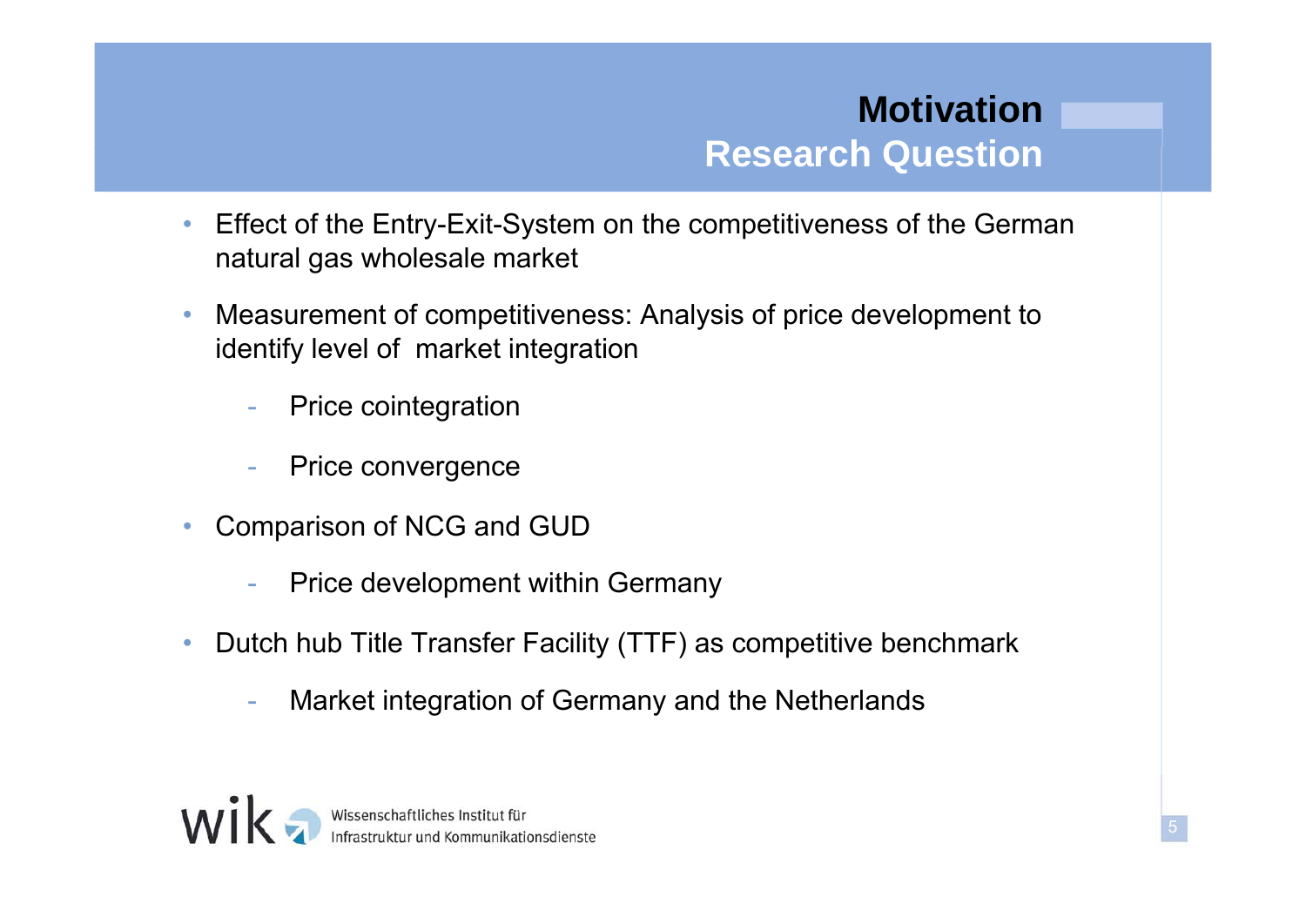## Motivation

## Research Question

- Effect of the Entry-Exit-System on the competitiveness of the German natural gas wholesale market
- Measurement of competitiveness: Analysis of price development to identify level of market integration
  - Price cointegration
  - Price convergence
- Comparison of NCG and GUD
  - Price development within Germany
- Dutch hub Title Transfer Facility (TTF) as competitive benchmark
  - Market integration of Germany and the Netherlands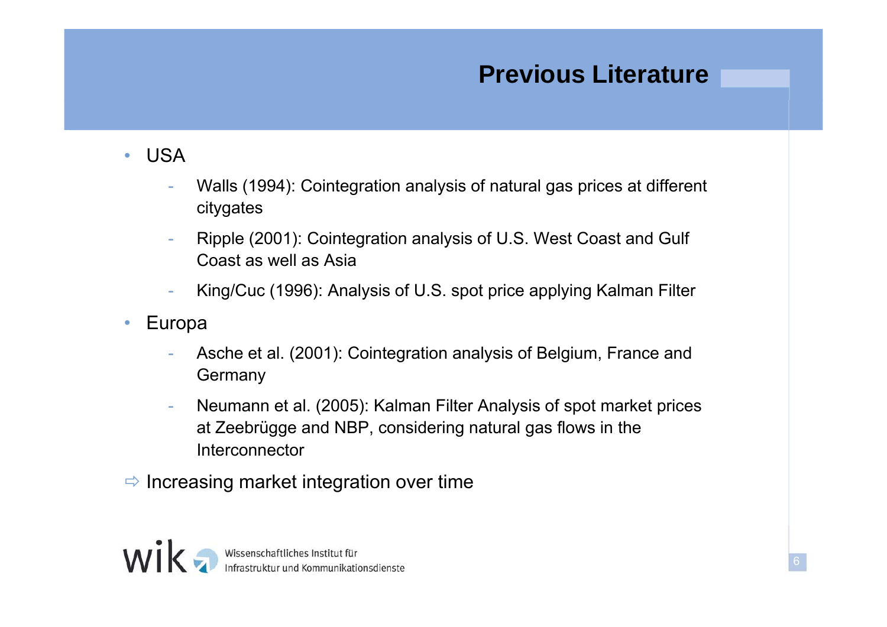# Previous Literature

- USA
  - Walls (1994): Cointegration analysis of natural gas prices at different citygates
  - Ripple (2001): Cointegration analysis of U.S. West Coast and Gulf Coast as well as Asia
  - King/Cuc (1996): Analysis of U.S. spot price applying Kalman Filter
- Europa
  - Asche et al. (2001): Cointegration analysis of Belgium, France and Germany
  - Neumann et al. (2005): Kalman Filter Analysis of spot market prices at Zeebrügge and NBP, considering natural gas flows in the Interconnector

⇨ Increasing market integration over time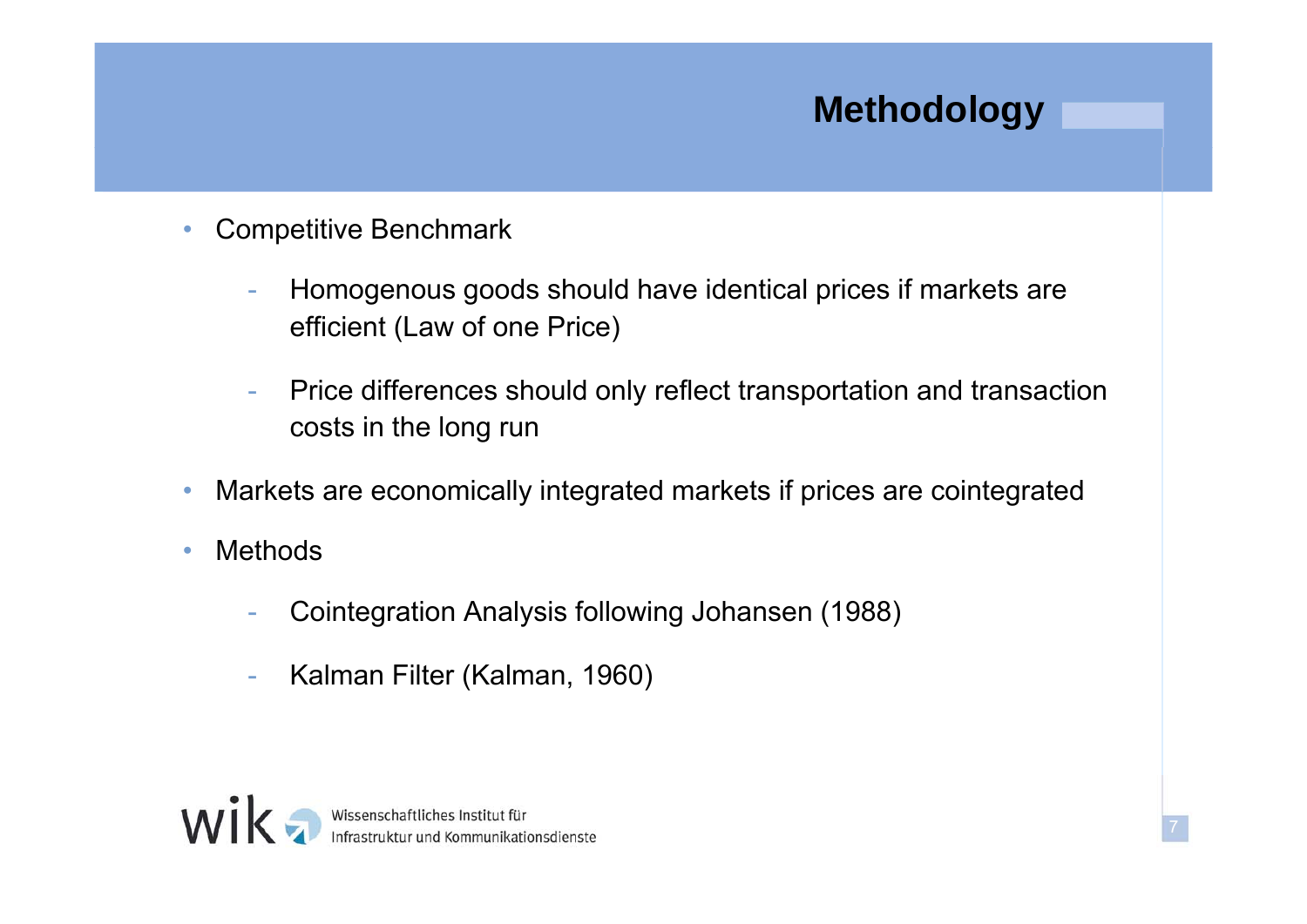# Methodology

- Competitive Benchmark
  - Homogenous goods should have identical prices if markets are efficient (Law of one Price)
  - Price differences should only reflect transportation and transaction costs in the long run
- Markets are economically integrated markets if prices are cointegrated
- Methods
  - Cointegration Analysis following Johansen (1988)
  - Kalman Filter (Kalman, 1960)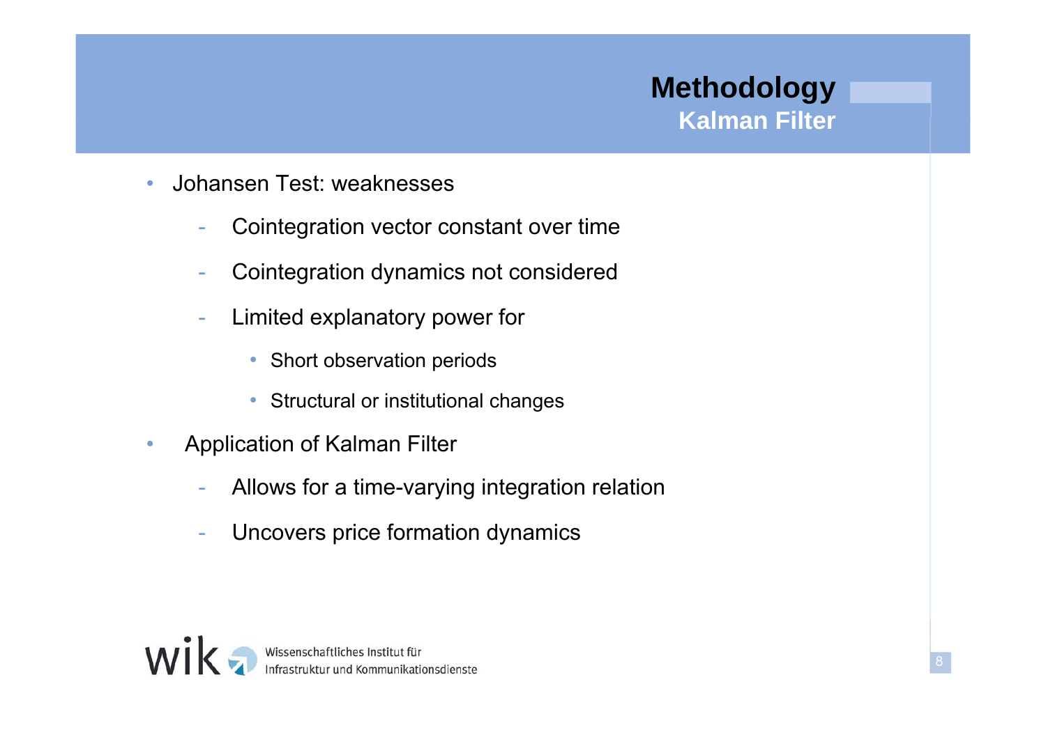# Methodology

## Kalman Filter

- Johansen Test: weaknesses
  - Cointegration vector constant over time
  - Cointegration dynamics not considered
  - Limited explanatory power for
    - Short observation periods
    - Structural or institutional changes
- Application of Kalman Filter
  - Allows for a time-varying integration relation
  - Uncovers price formation dynamics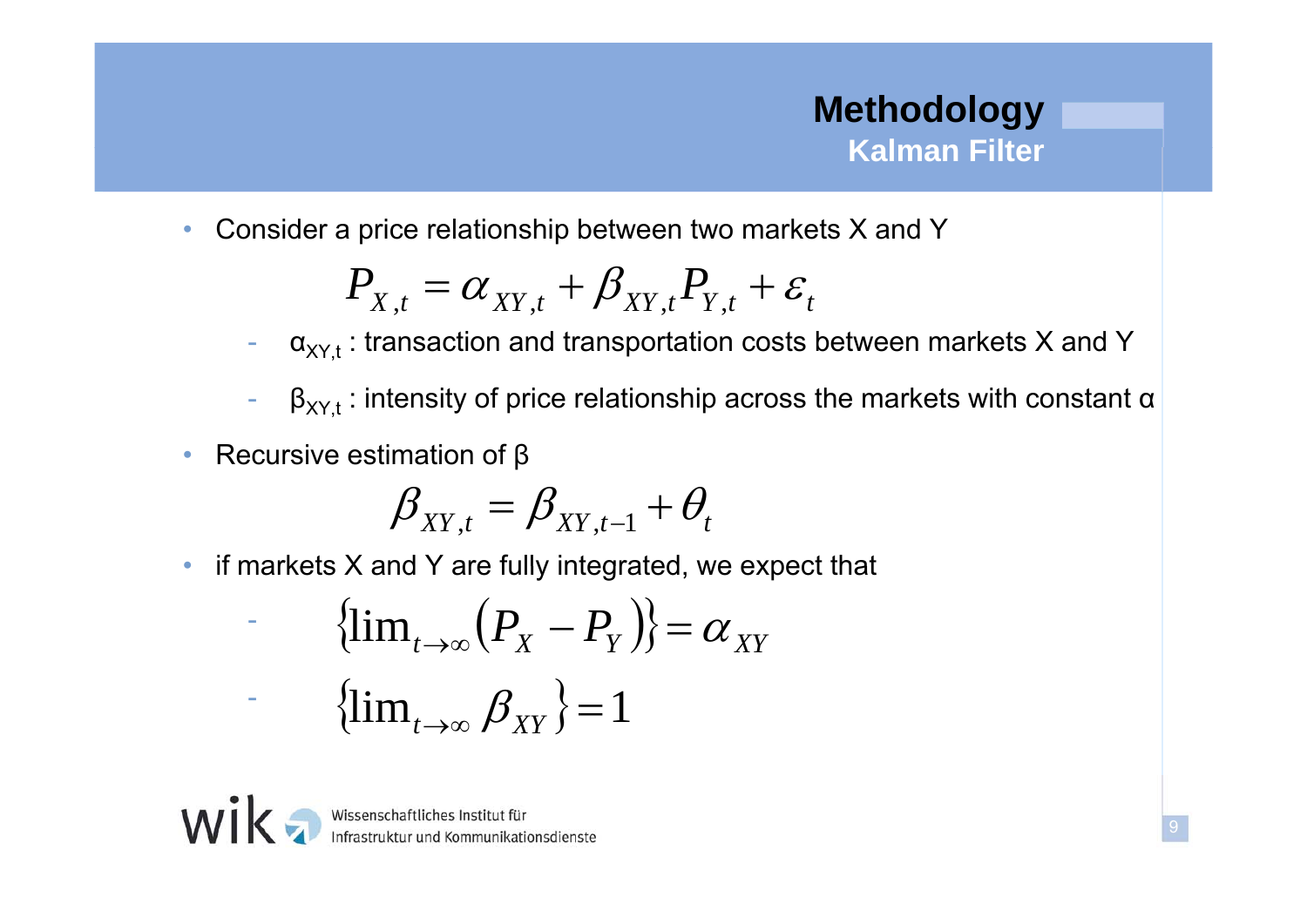# Methodology

## Kalman Filter

- Consider a price relationship between two markets X and Y

$$P_{X,t} = \alpha_{XY,t} + \beta_{XY,t} P_{Y,t} + \varepsilon_t$$

  - $\alpha_{XY,t}$ : transaction and transportation costs between markets X and Y
  - $\beta_{XY,t}$ : intensity of price relationship across the markets with constant $\alpha$

- Recursive estimation of $\beta$

$$\beta_{XY,t} = \beta_{XY,t-1} + \theta_t$$

- if markets X and Y are fully integrated, we expect that
  - $$\{\lim_{t\to\infty}(P_X - P_Y)\} = \alpha_{XY}$$
  - $$\{\lim_{t\to\infty}\beta_{XY}\} = 1$$

Wissenschaftliches Institut für Infrastruktur und Kommunikationsdienste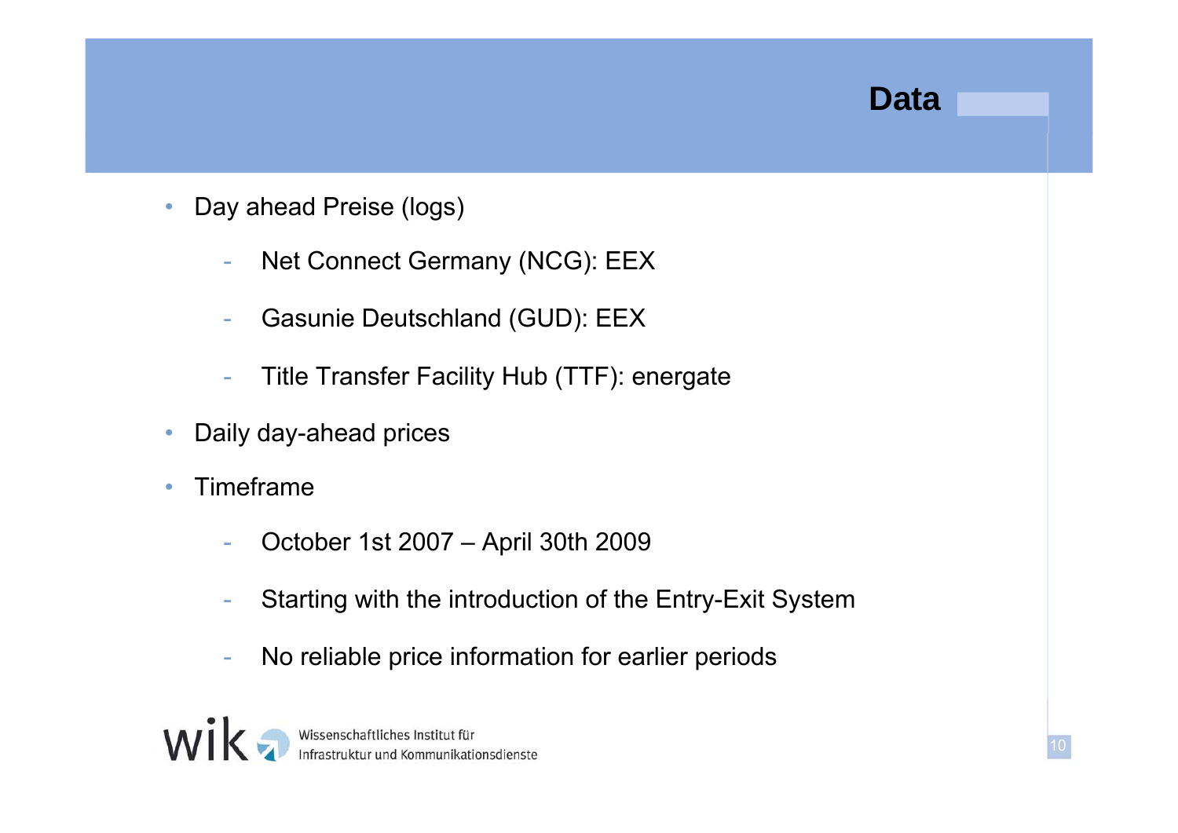# Data

- Day ahead Preise (logs)
  - Net Connect Germany (NCG): EEX
  - Gasunie Deutschland (GUD): EEX
  - Title Transfer Facility Hub (TTF): energate
- Daily day-ahead prices
- Timeframe
  - October 1st 2007 – April 30th 2009
  - Starting with the introduction of the Entry-Exit System
  - No reliable price information for earlier periods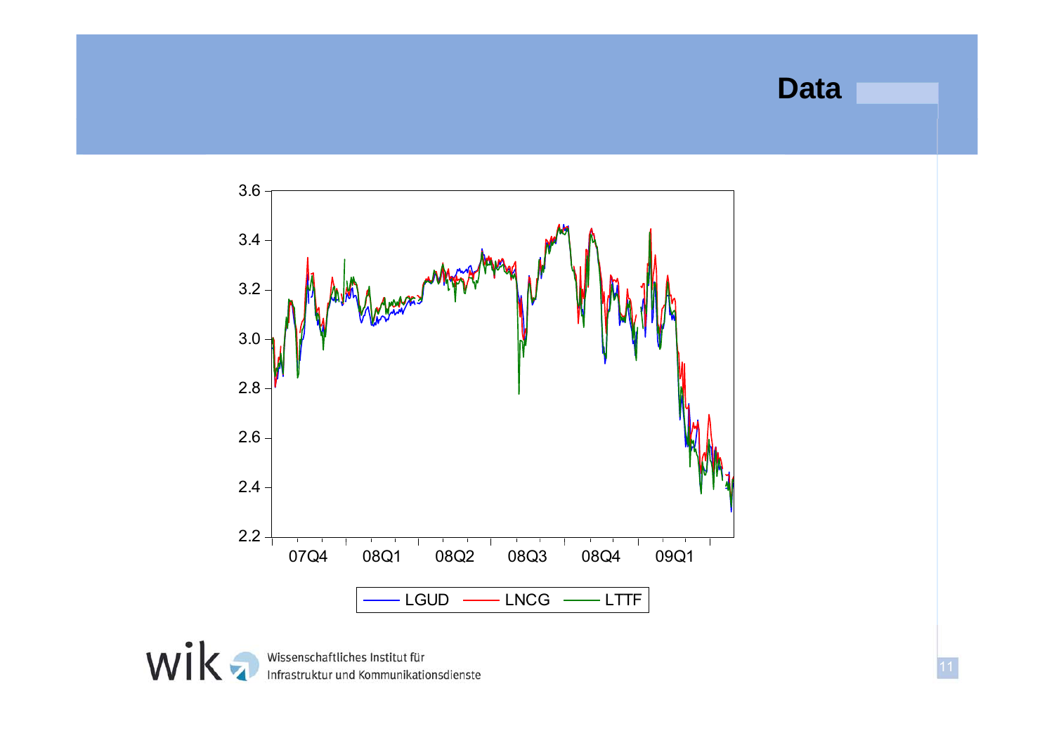# Data

| 3.6 |
|---|

Chart y-axis: 2.2, 2.4, 2.6, 2.8, 3.0, 3.2, 3.4, 3.6

Chart x-axis: 07Q4, 08Q1, 08Q2, 08Q3, 08Q4, 09Q1

Legend: LGUD, LNCG, LTTF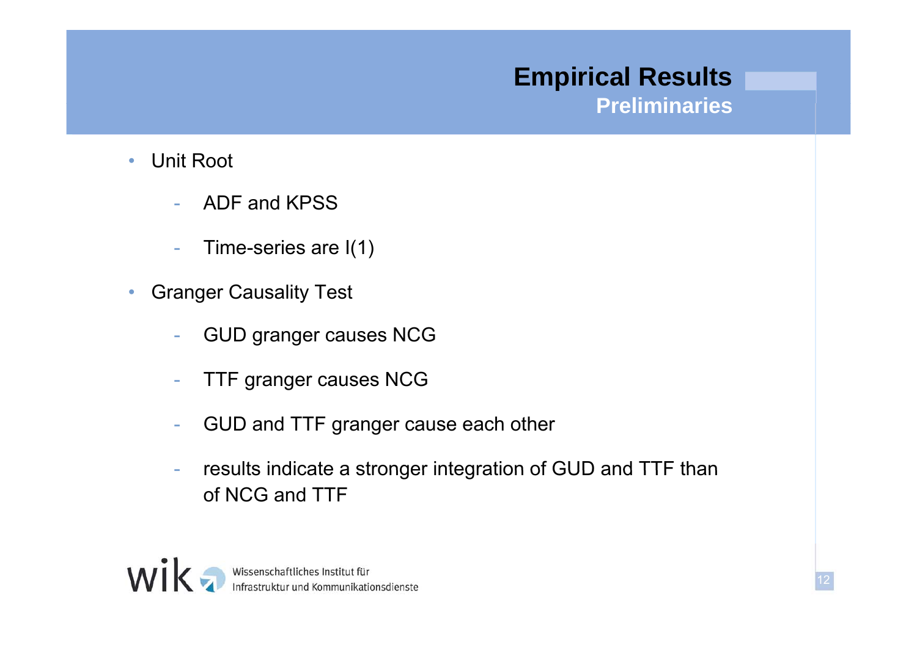# Empirical Results

## Preliminaries

- Unit Root
  - ADF and KPSS
  - Time-series are I(1)
- Granger Causality Test
  - GUD granger causes NCG
  - TTF granger causes NCG
  - GUD and TTF granger cause each other
  - results indicate a stronger integration of GUD and TTF than of NCG and TTF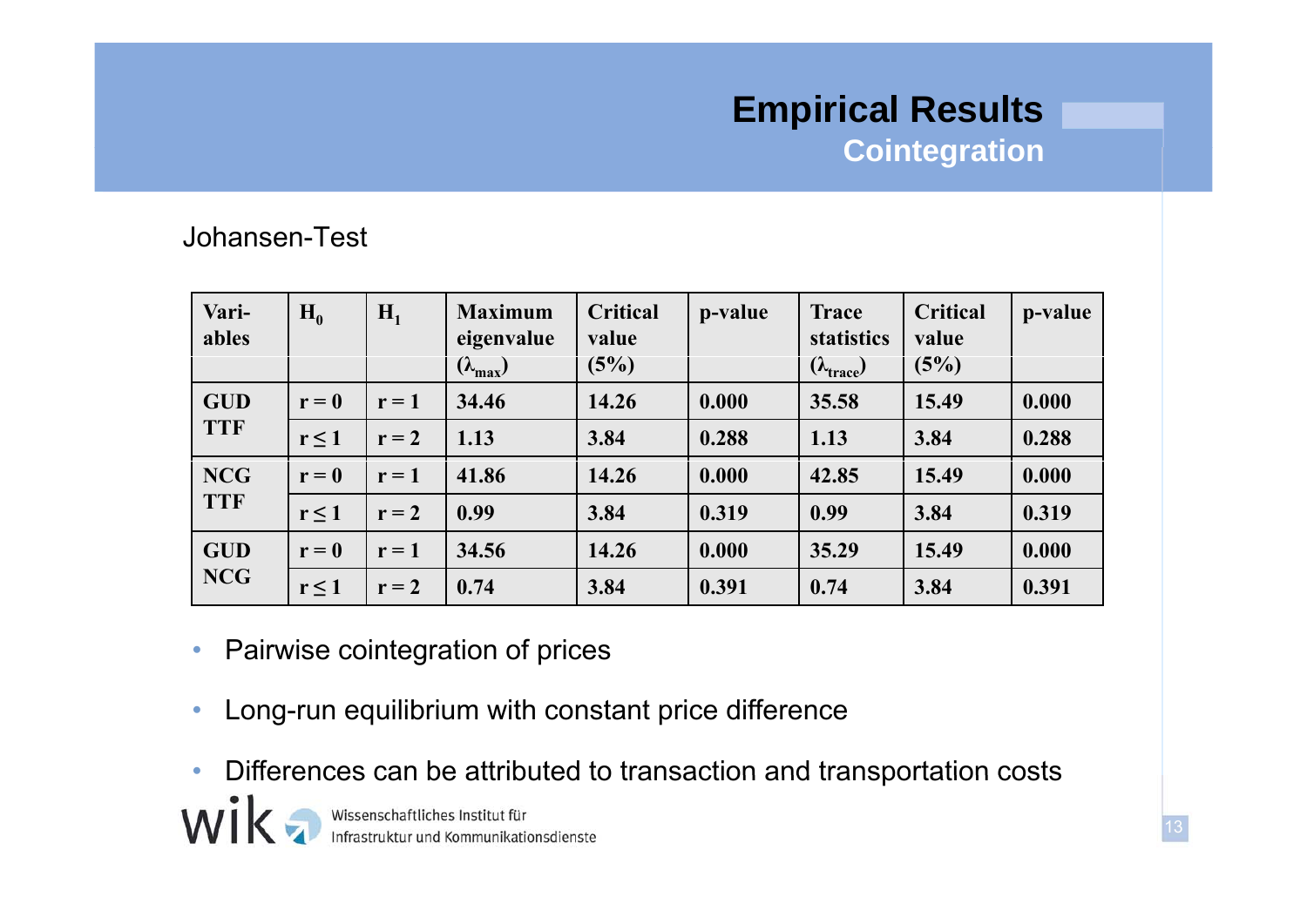# Empirical Results

## Cointegration

Johansen-Test

| Vari-ables | $H_0$ | $H_1$ | Maximum eigenvalue ($\lambda_{max}$) | Critical value (5%) | p-value | Trace statistics ($\lambda_{trace}$) | Critical value (5%) | p-value |
|---|---|---|---|---|---|---|---|---|
| GUD TTF | $r = 0$ | $r = 1$ | 34.46 | 14.26 | 0.000 | 35.58 | 15.49 | 0.000 |
| | $r \leq 1$ | $r = 2$ | 1.13 | 3.84 | 0.288 | 1.13 | 3.84 | 0.288 |
| NCG TTF | $r = 0$ | $r = 1$ | 41.86 | 14.26 | 0.000 | 42.85 | 15.49 | 0.000 |
| | $r \leq 1$ | $r = 2$ | 0.99 | 3.84 | 0.319 | 0.99 | 3.84 | 0.319 |
| GUD NCG | $r = 0$ | $r = 1$ | 34.56 | 14.26 | 0.000 | 35.29 | 15.49 | 0.000 |
| | $r \leq 1$ | $r = 2$ | 0.74 | 3.84 | 0.391 | 0.74 | 3.84 | 0.391 |

- Pairwise cointegration of prices
- Long-run equilibrium with constant price difference
- Differences can be attributed to transaction and transportation costs

Wissenschaftliches Institut für Infrastruktur und Kommunikationsdienste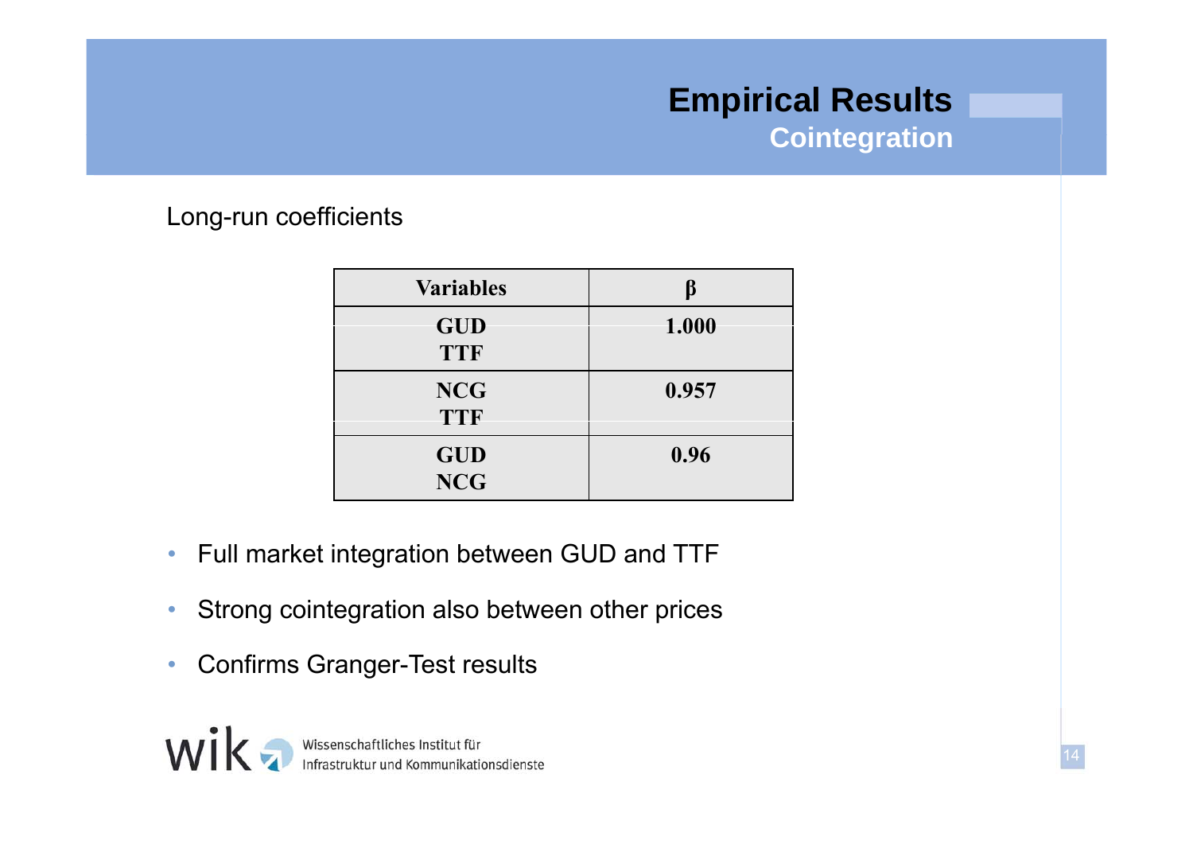# Empirical Results

## Cointegration

Long-run coefficients

| Variables | β |
|---|---|
| GUD<br>TTF | 1.000 |
| NCG<br>TTF | 0.957 |
| GUD<br>NCG | 0.96 |

- Full market integration between GUD and TTF
- Strong cointegration also between other prices
- Confirms Granger-Test results

Wissenschaftliches Institut für Infrastruktur und Kommunikationsdienste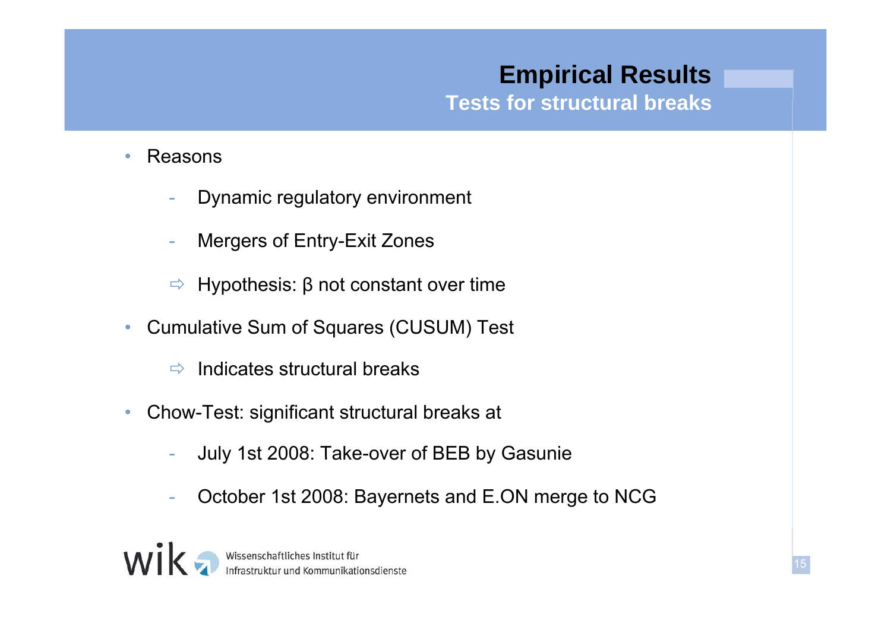# Empirical Results

## Tests for structural breaks

- Reasons
  - Dynamic regulatory environment
  - Mergers of Entry-Exit Zones
  - ⇨ Hypothesis: β not constant over time
- Cumulative Sum of Squares (CUSUM) Test
  - ⇨ Indicates structural breaks
- Chow-Test: significant structural breaks at
  - July 1st 2008: Take-over of BEB by Gasunie
  - October 1st 2008: Bayernets and E.ON merge to NCG

wik Wissenschaftliches Institut für Infrastruktur und Kommunikationsdienste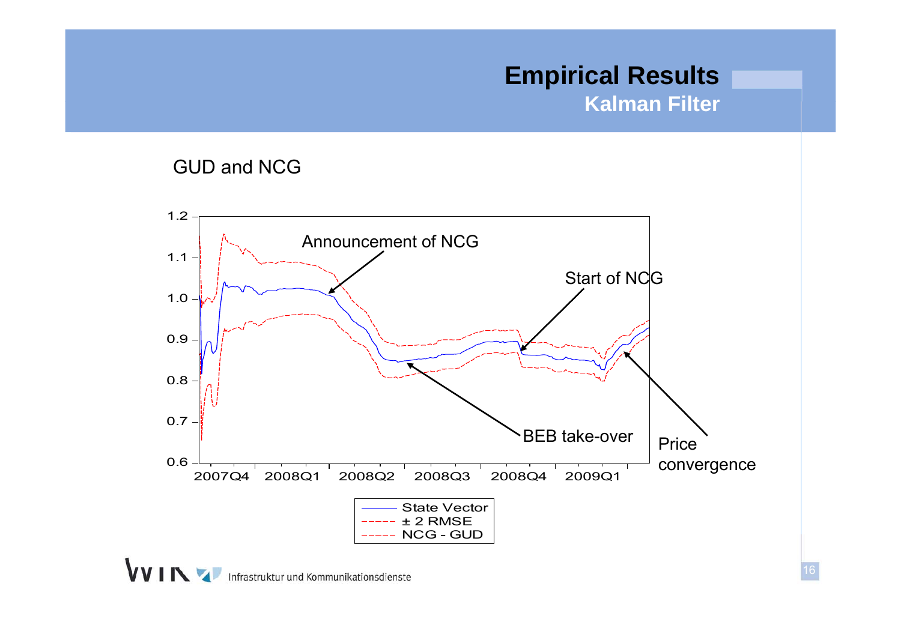# Empirical Results

## Kalman Filter

GUD and NCG

Announcement of NCG

Start of NCG

BEB take-over

Price convergence

State Vector
± 2 RMSE
NCG - GUD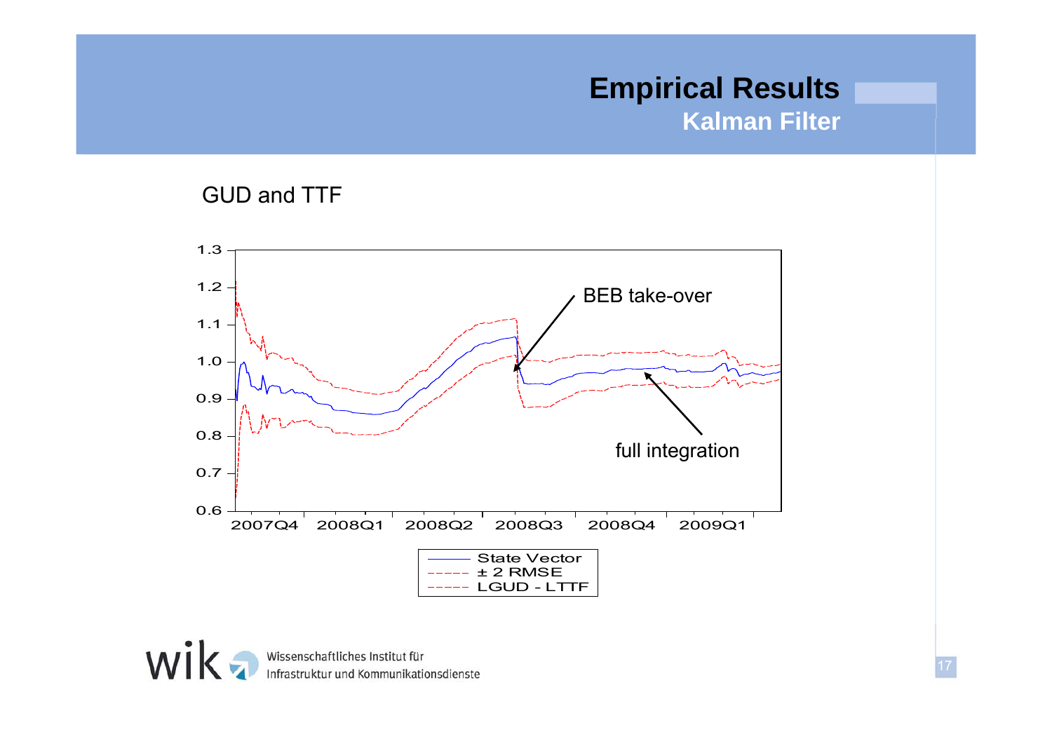# Empirical Results

## Kalman Filter

GUD and TTF

BEB take-over

full integration

1.3
1.2
1.1
1.0
0.9
0.8
0.7
0.6

2007Q4 2008Q1 2008Q2 2008Q3 2008Q4 2009Q1

State Vector
± 2 RMSE
LGUD - LTTF

Wissenschaftliches Institut für Infrastruktur und Kommunikationsdienste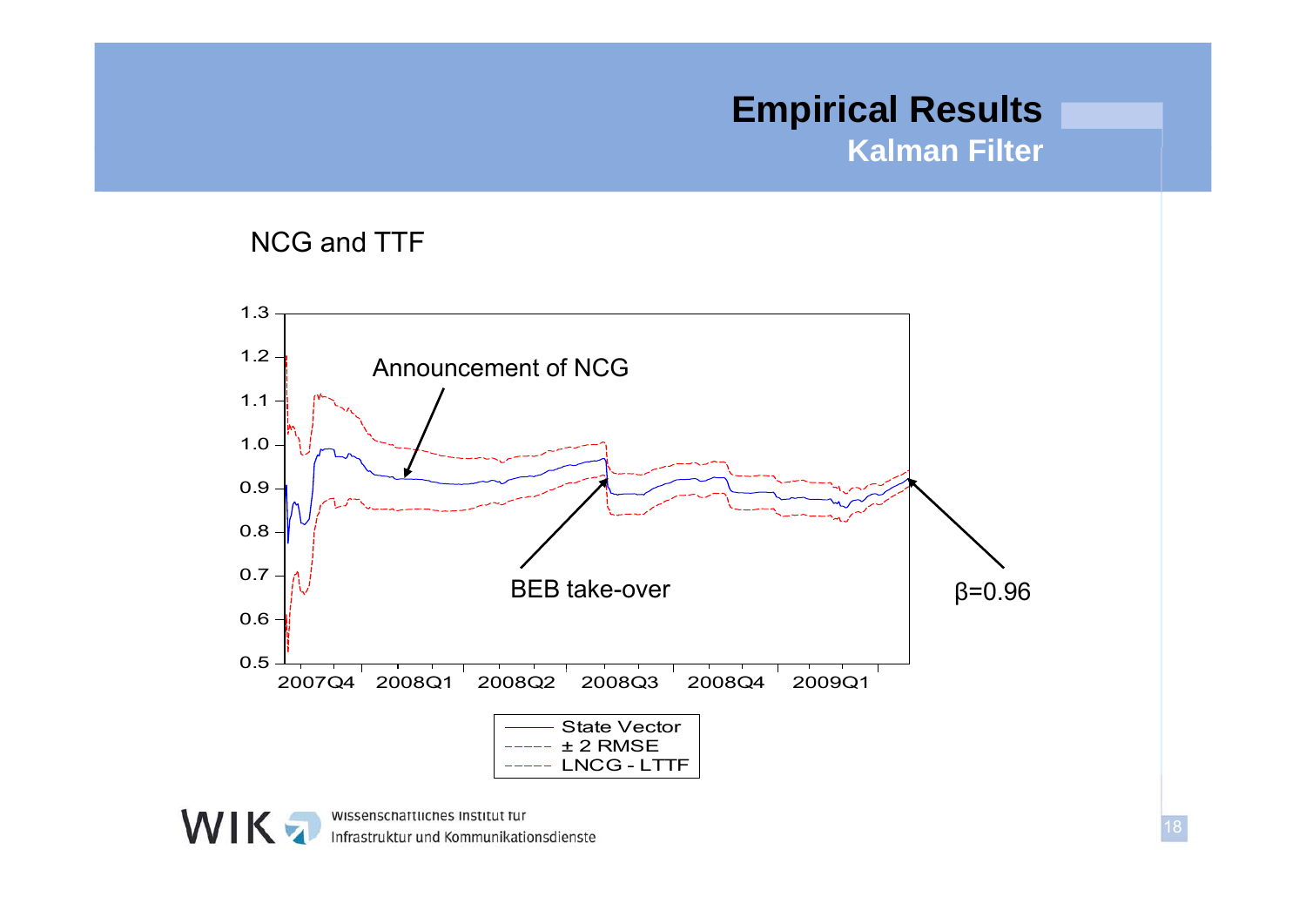# Empirical Results

## Kalman Filter

NCG and TTF

Announcement of NCG

BEB take-over

β=0.96

State Vector
± 2 RMSE
LNCG - LTTF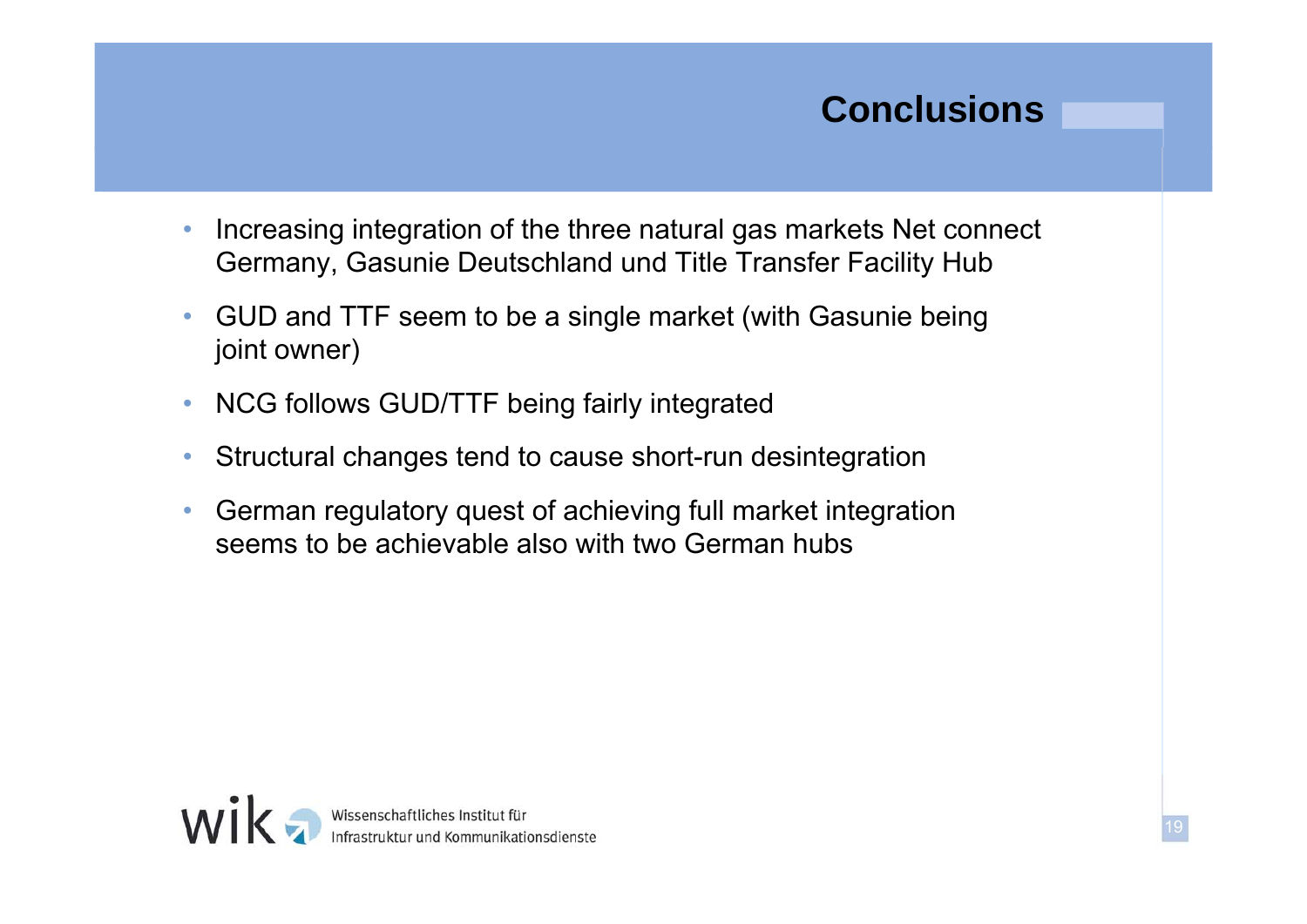# Conclusions

- Increasing integration of the three natural gas markets Net connect Germany, Gasunie Deutschland und Title Transfer Facility Hub
- GUD and TTF seem to be a single market (with Gasunie being joint owner)
- NCG follows GUD/TTF being fairly integrated
- Structural changes tend to cause short-run desintegration
- German regulatory quest of achieving full market integration seems to be achievable also with two German hubs

wik Wissenschaftliches Institut für Infrastruktur und Kommunikationsdienste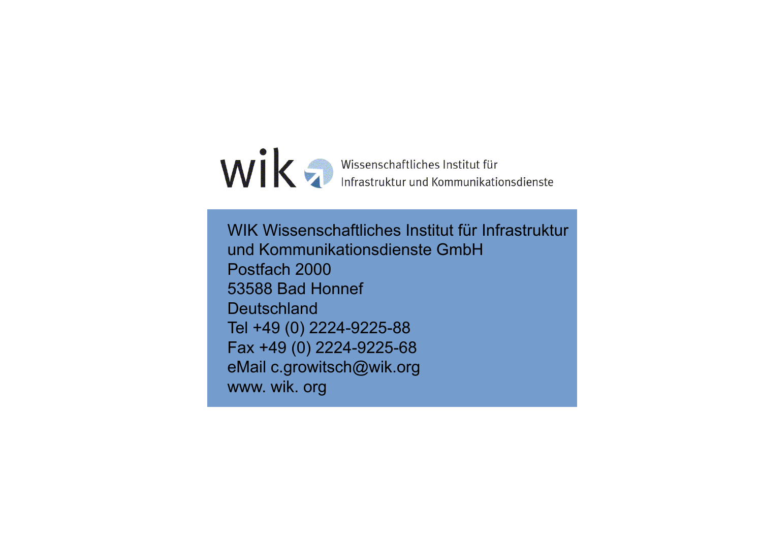wik Wissenschaftliches Institut für Infrastruktur und Kommunikationsdienste

WIK Wissenschaftliches Institut für Infrastruktur und Kommunikationsdienste GmbH
Postfach 2000
53588 Bad Honnef
Deutschland
Tel +49 (0) 2224-9225-88
Fax +49 (0) 2224-9225-68
eMail c.growitsch@wik.org
www. wik. org